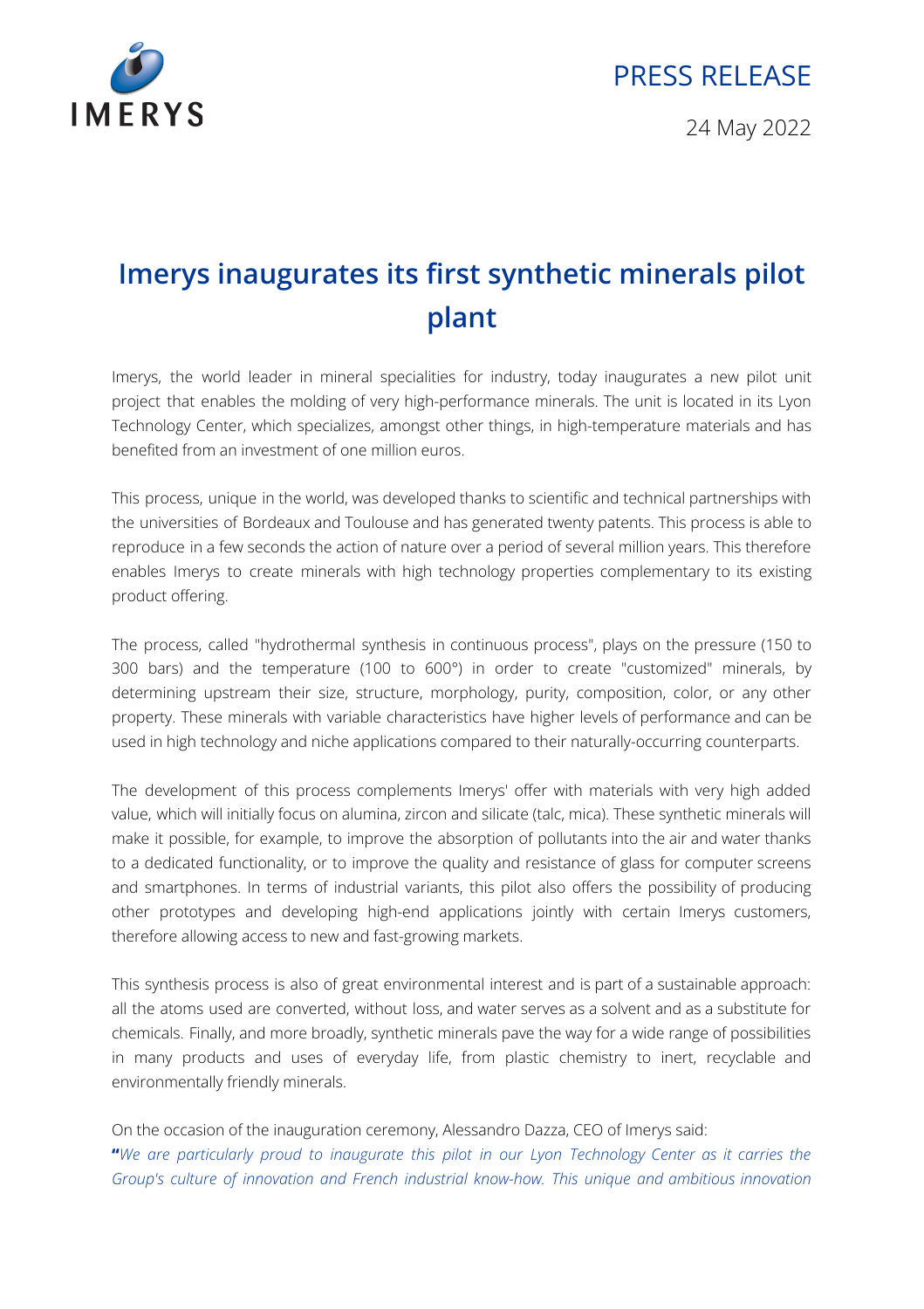PRESS RELEASE

24 May 2022

# Imerys inaugurates its first synthetic minerals pilot plant

Imerys, the world leader in mineral specialities for industry, today inaugurates a new pilot unit project that enables the molding of very high-performance minerals. The unit is located in its Lyon Technology Center, which specializes, amongst other things, in high-temperature materials and has benefited from an investment of one million euros.

This process, unique in the world, was developed thanks to scientific and technical partnerships with the universities of Bordeaux and Toulouse and has generated twenty patents. This process is able to reproduce in a few seconds the action of nature over a period of several million years. This therefore enables Imerys to create minerals with high technology properties complementary to its existing product offering.

The process, called "hydrothermal synthesis in continuous process", plays on the pressure (150 to 300 bars) and the temperature (100 to 600°) in order to create "customized" minerals, by determining upstream their size, structure, morphology, purity, composition, color, or any other property. These minerals with variable characteristics have higher levels of performance and can be used in high technology and niche applications compared to their naturally-occurring counterparts.

The development of this process complements Imerys' offer with materials with very high added value, which will initially focus on alumina, zircon and silicate (talc, mica). These synthetic minerals will make it possible, for example, to improve the absorption of pollutants into the air and water thanks to a dedicated functionality, or to improve the quality and resistance of glass for computer screens and smartphones. In terms of industrial variants, this pilot also offers the possibility of producing other prototypes and developing high-end applications jointly with certain Imerys customers, therefore allowing access to new and fast-growing markets.

This synthesis process is also of great environmental interest and is part of a sustainable approach: all the atoms used are converted, without loss, and water serves as a solvent and as a substitute for chemicals. Finally, and more broadly, synthetic minerals pave the way for a wide range of possibilities in many products and uses of everyday life, from plastic chemistry to inert, recyclable and environmentally friendly minerals.

On the occasion of the inauguration ceremony, Alessandro Dazza, CEO of Imerys said:
**"***We are particularly proud to inaugurate this pilot in our Lyon Technology Center as it carries the Group's culture of innovation and French industrial know-how. This unique and ambitious innovation*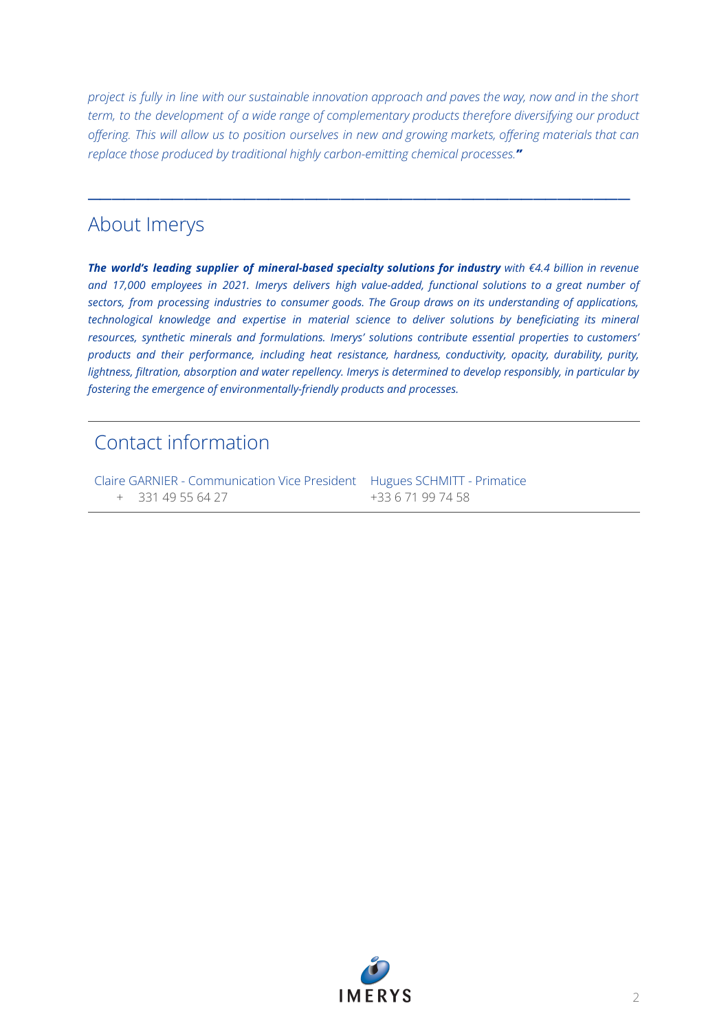*project is fully in line with our sustainable innovation approach and paves the way, now and in the short term, to the development of a wide range of complementary products therefore diversifying our product offering. This will allow us to position ourselves in new and growing markets, offering materials that can replace those produced by traditional highly carbon-emitting chemical processes.*"

---

## About Imerys

***The world's leading supplier of mineral-based specialty solutions for industry** with €4.4 billion in revenue and 17,000 employees in 2021. Imerys delivers high value-added, functional solutions to a great number of sectors, from processing industries to consumer goods. The Group draws on its understanding of applications, technological knowledge and expertise in material science to deliver solutions by beneficiating its mineral resources, synthetic minerals and formulations. Imerys' solutions contribute essential properties to customers' products and their performance, including heat resistance, hardness, conductivity, opacity, durability, purity, lightness, filtration, absorption and water repellency. Imerys is determined to develop responsibly, in particular by fostering the emergence of environmentally-friendly products and processes.*

---

## Contact information

| | |
|---|---|
| Claire GARNIER - Communication Vice President | Hugues SCHMITT - Primatice |
| + 331 49 55 64 27 | +33 6 71 99 74 58 |